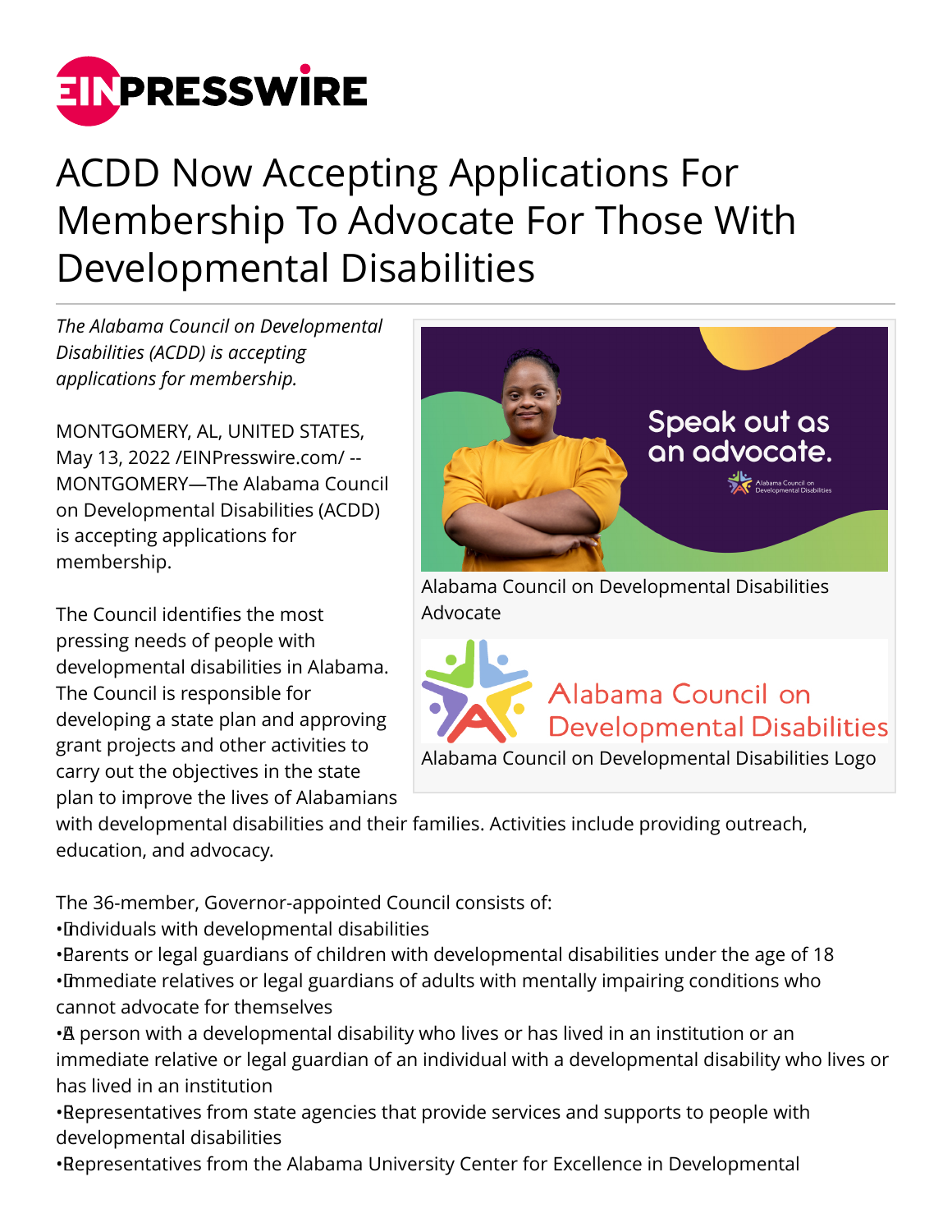# ACDD Now Accepting Applications For Membership To Advocate For Those With Developmental Disabilities

*The Alabama Council on Developmental Disabilities (ACDD) is accepting applications for membership.*

MONTGOMERY, AL, UNITED STATES, May 13, 2022 /EINPresswire.com/ -- MONTGOMERY—The Alabama Council on Developmental Disabilities (ACDD) is accepting applications for membership.

Alabama Council on Developmental Disabilities Advocate

Alabama Council on Developmental Disabilities Logo

The Council identifies the most pressing needs of people with developmental disabilities in Alabama. The Council is responsible for developing a state plan and approving grant projects and other activities to carry out the objectives in the state plan to improve the lives of Alabamians with developmental disabilities and their families. Activities include providing outreach, education, and advocacy.

The 36-member, Governor-appointed Council consists of:

- Individuals with developmental disabilities
- Parents or legal guardians of children with developmental disabilities under the age of 18
- Immediate relatives or legal guardians of adults with mentally impairing conditions who cannot advocate for themselves
- A person with a developmental disability who lives or has lived in an institution or an immediate relative or legal guardian of an individual with a developmental disability who lives or has lived in an institution
- Representatives from state agencies that provide services and supports to people with developmental disabilities
- Representatives from the Alabama University Center for Excellence in Developmental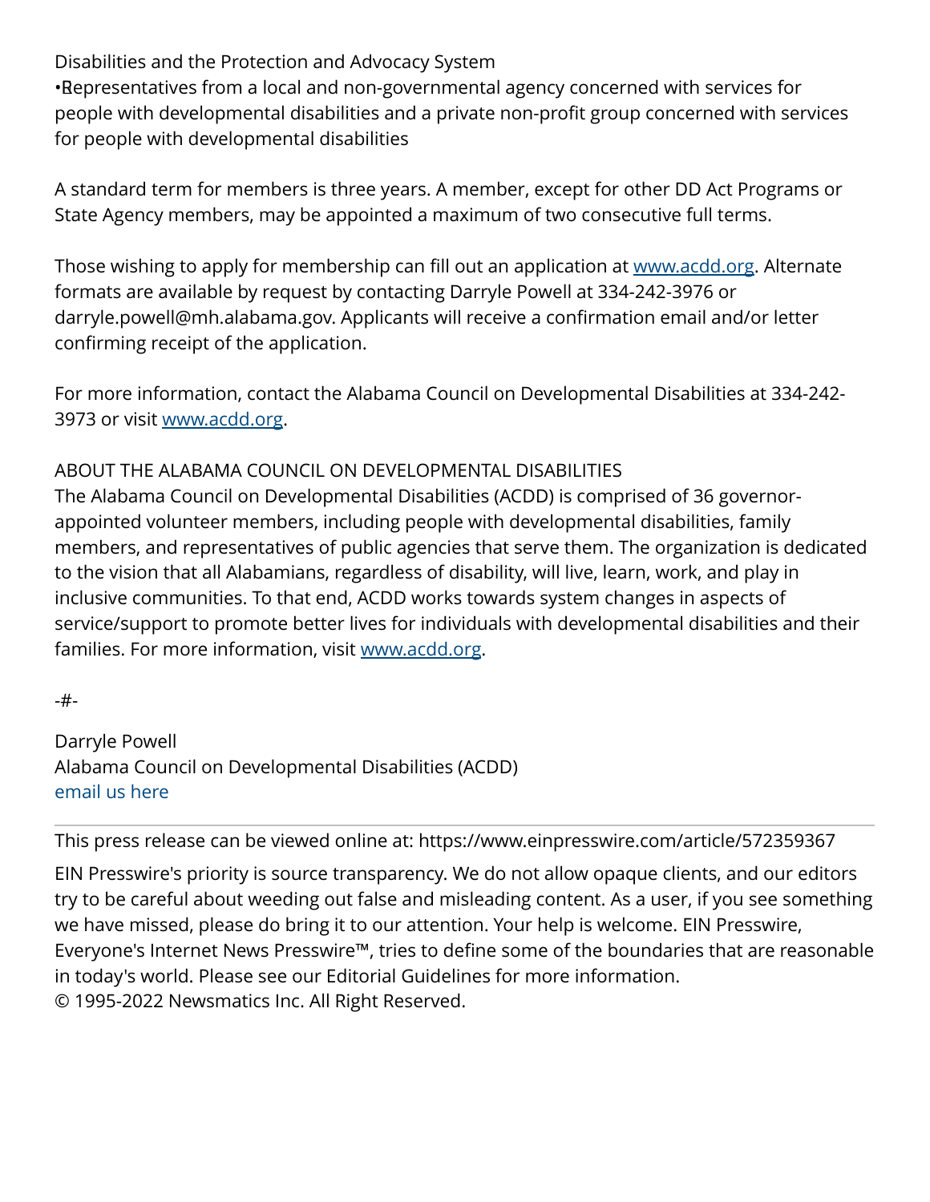Disabilities and the Protection and Advocacy System
• Representatives from a local and non-governmental agency concerned with services for people with developmental disabilities and a private non-profit group concerned with services for people with developmental disabilities

A standard term for members is three years. A member, except for other DD Act Programs or State Agency members, may be appointed a maximum of two consecutive full terms.

Those wishing to apply for membership can fill out an application at www.acdd.org. Alternate formats are available by request by contacting Darryle Powell at 334-242-3976 or darryle.powell@mh.alabama.gov. Applicants will receive a confirmation email and/or letter confirming receipt of the application.

For more information, contact the Alabama Council on Developmental Disabilities at 334-242-3973 or visit www.acdd.org.

ABOUT THE ALABAMA COUNCIL ON DEVELOPMENTAL DISABILITIES
The Alabama Council on Developmental Disabilities (ACDD) is comprised of 36 governor-appointed volunteer members, including people with developmental disabilities, family members, and representatives of public agencies that serve them. The organization is dedicated to the vision that all Alabamians, regardless of disability, will live, learn, work, and play in inclusive communities. To that end, ACDD works towards system changes in aspects of service/support to promote better lives for individuals with developmental disabilities and their families. For more information, visit www.acdd.org.

-#-

Darryle Powell
Alabama Council on Developmental Disabilities (ACDD)
email us here

---

This press release can be viewed online at: https://www.einpresswire.com/article/572359367

EIN Presswire's priority is source transparency. We do not allow opaque clients, and our editors try to be careful about weeding out false and misleading content. As a user, if you see something we have missed, please do bring it to our attention. Your help is welcome. EIN Presswire, Everyone's Internet News Presswire™, tries to define some of the boundaries that are reasonable in today's world. Please see our Editorial Guidelines for more information.
© 1995-2022 Newsmatics Inc. All Right Reserved.